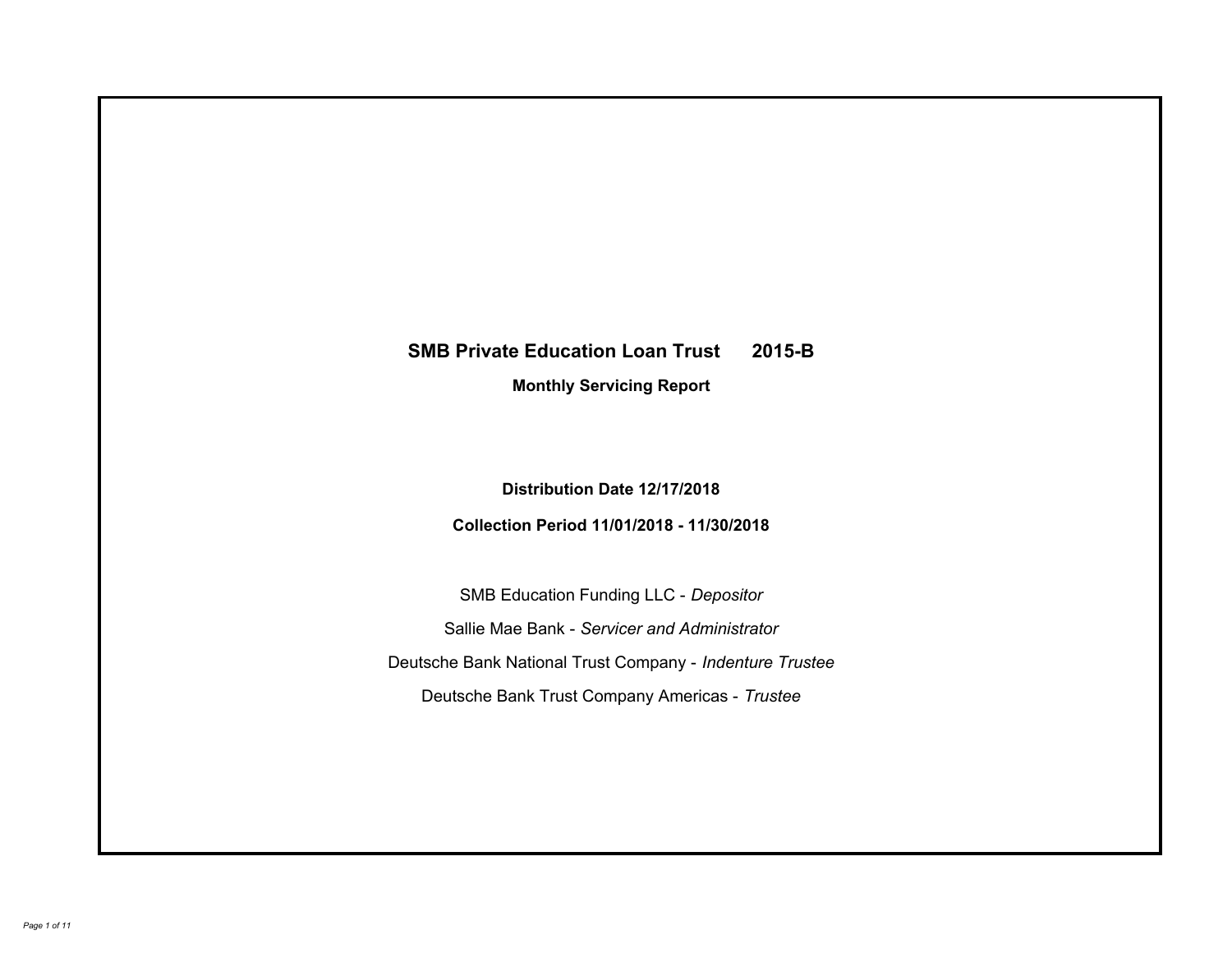# SMB Private Education Loan Trust 2015-B

**Monthly Servicing Report**

**Distribution Date 12/17/2018**

**Collection Period 11/01/2018 - 11/30/2018**

SMB Education Funding LLC - *Depositor*

Sallie Mae Bank - *Servicer and Administrator*

Deutsche Bank National Trust Company - *Indenture Trustee*

Deutsche Bank Trust Company Americas - *Trustee*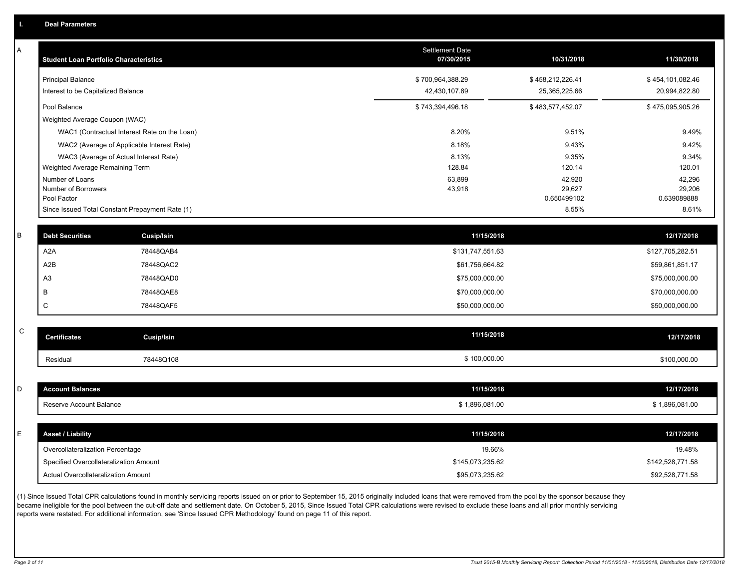## I. Deal Parameters

### A

| Student Loan Portfolio Characteristics | Settlement Date 07/30/2015 | 10/31/2018 | 11/30/2018 |
|---|---|---|---|
| Principal Balance | $ 700,964,388.29 | $ 458,212,226.41 | $ 454,101,082.46 |
| Interest to be Capitalized Balance | 42,430,107.89 | 25,365,225.66 | 20,994,822.80 |
| Pool Balance | $ 743,394,496.18 | $ 483,577,452.07 | $ 475,095,905.26 |
| Weighted Average Coupon (WAC) | | | |
| WAC1 (Contractual Interest Rate on the Loan) | 8.20% | 9.51% | 9.49% |
| WAC2 (Average of Applicable Interest Rate) | 8.18% | 9.43% | 9.42% |
| WAC3 (Average of Actual Interest Rate) | 8.13% | 9.35% | 9.34% |
| Weighted Average Remaining Term | 128.84 | 120.14 | 120.01 |
| Number of Loans | 63,899 | 42,920 | 42,296 |
| Number of Borrowers | 43,918 | 29,627 | 29,206 |
| Pool Factor | | 0.650499102 | 0.639089888 |
| Since Issued Total Constant Prepayment Rate (1) | | 8.55% | 8.61% |

### B

| Debt Securities | Cusip/Isin | 11/15/2018 | 12/17/2018 |
|---|---|---|---|
| A2A | 78448QAB4 | $131,747,551.63 | $127,705,282.51 |
| A2B | 78448QAC2 | $61,756,664.82 | $59,861,851.17 |
| A3 | 78448QAD0 | $75,000,000.00 | $75,000,000.00 |
| B | 78448QAE8 | $70,000,000.00 | $70,000,000.00 |
| C | 78448QAF5 | $50,000,000.00 | $50,000,000.00 |

### C

| Certificates | Cusip/Isin | 11/15/2018 | 12/17/2018 |
|---|---|---|---|
| Residual | 78448Q108 | $ 100,000.00 | $100,000.00 |

### D

| Account Balances | 11/15/2018 | 12/17/2018 |
|---|---|---|
| Reserve Account Balance | $ 1,896,081.00 | $ 1,896,081.00 |

### E

| Asset / Liability | 11/15/2018 | 12/17/2018 |
|---|---|---|
| Overcollateralization Percentage | 19.66% | 19.48% |
| Specified Overcollateralization Amount | $145,073,235.62 | $142,528,771.58 |
| Actual Overcollateralization Amount | $95,073,235.62 | $92,528,771.58 |

(1) Since Issued Total CPR calculations found in monthly servicing reports issued on or prior to September 15, 2015 originally included loans that were removed from the pool by the sponsor because they became ineligible for the pool between the cut-off date and settlement date. On October 5, 2015, Since Issued Total CPR calculations were revised to exclude these loans and all prior monthly servicing reports were restated. For additional information, see 'Since Issued CPR Methodology' found on page 11 of this report.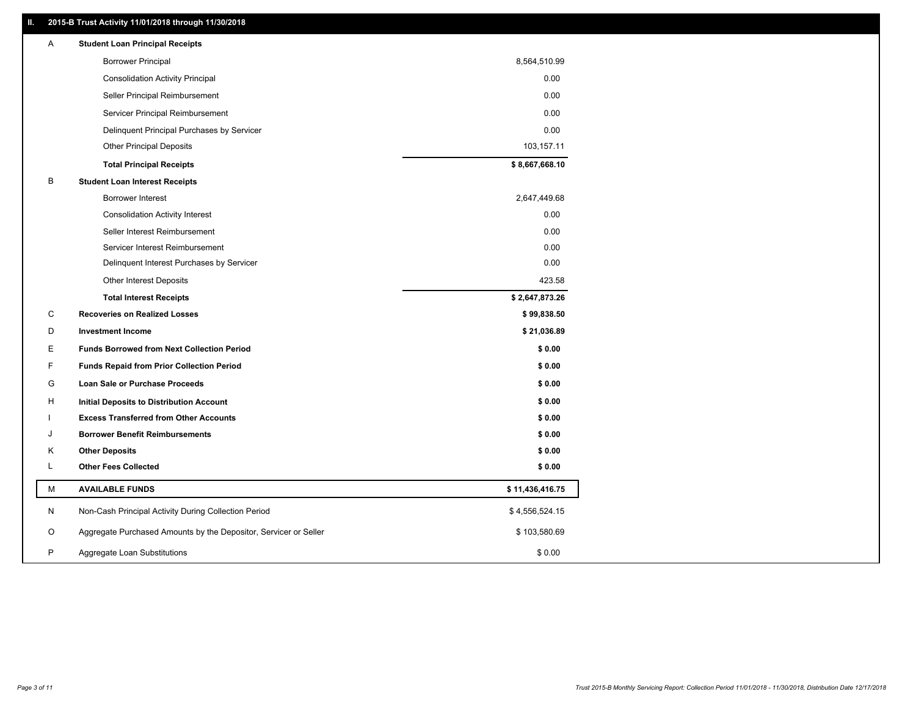## II. 2015-B Trust Activity 11/01/2018 through 11/30/2018

| | | |
|---|---|---|
| A | **Student Loan Principal Receipts** | |
| | Borrower Principal | 8,564,510.99 |
| | Consolidation Activity Principal | 0.00 |
| | Seller Principal Reimbursement | 0.00 |
| | Servicer Principal Reimbursement | 0.00 |
| | Delinquent Principal Purchases by Servicer | 0.00 |
| | Other Principal Deposits | 103,157.11 |
| | **Total Principal Receipts** | **$ 8,667,668.10** |
| B | **Student Loan Interest Receipts** | |
| | Borrower Interest | 2,647,449.68 |
| | Consolidation Activity Interest | 0.00 |
| | Seller Interest Reimbursement | 0.00 |
| | Servicer Interest Reimbursement | 0.00 |
| | Delinquent Interest Purchases by Servicer | 0.00 |
| | Other Interest Deposits | 423.58 |
| | **Total Interest Receipts** | **$ 2,647,873.26** |
| C | **Recoveries on Realized Losses** | **$ 99,838.50** |
| D | **Investment Income** | **$ 21,036.89** |
| E | **Funds Borrowed from Next Collection Period** | **$ 0.00** |
| F | **Funds Repaid from Prior Collection Period** | **$ 0.00** |
| G | **Loan Sale or Purchase Proceeds** | **$ 0.00** |
| H | **Initial Deposits to Distribution Account** | **$ 0.00** |
| I | **Excess Transferred from Other Accounts** | **$ 0.00** |
| J | **Borrower Benefit Reimbursements** | **$ 0.00** |
| K | **Other Deposits** | **$ 0.00** |
| L | **Other Fees Collected** | **$ 0.00** |
| M | **AVAILABLE FUNDS** | **$ 11,436,416.75** |
| N | Non-Cash Principal Activity During Collection Period | $ 4,556,524.15 |
| O | Aggregate Purchased Amounts by the Depositor, Servicer or Seller | $ 103,580.69 |
| P | Aggregate Loan Substitutions | $ 0.00 |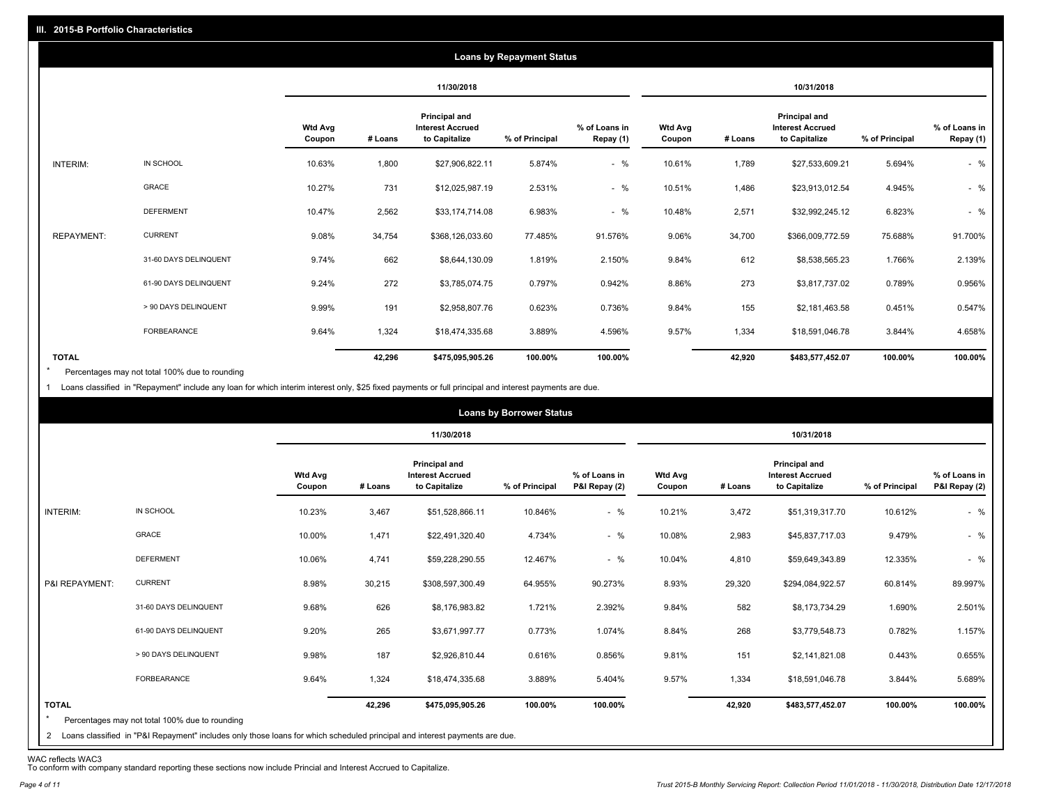## III. 2015-B Portfolio Characteristics

### Loans by Repayment Status

| | | 11/30/2018 | | | | | 10/31/2018 | | | | |
|---|---|---|---|---|---|---|---|---|---|---|---|
| | | Wtd Avg Coupon | # Loans | Principal and Interest Accrued to Capitalize | % of Principal | % of Loans in Repay (1) | Wtd Avg Coupon | # Loans | Principal and Interest Accrued to Capitalize | % of Principal | % of Loans in Repay (1) |
| INTERIM: | IN SCHOOL | 10.63% | 1,800 | $27,906,822.11 | 5.874% | - % | 10.61% | 1,789 | $27,533,609.21 | 5.694% | - % |
| | GRACE | 10.27% | 731 | $12,025,987.19 | 2.531% | - % | 10.51% | 1,486 | $23,913,012.54 | 4.945% | - % |
| | DEFERMENT | 10.47% | 2,562 | $33,174,714.08 | 6.983% | - % | 10.48% | 2,571 | $32,992,245.12 | 6.823% | - % |
| REPAYMENT: | CURRENT | 9.08% | 34,754 | $368,126,033.60 | 77.485% | 91.576% | 9.06% | 34,700 | $366,009,772.59 | 75.688% | 91.700% |
| | 31-60 DAYS DELINQUENT | 9.74% | 662 | $8,644,130.09 | 1.819% | 2.150% | 9.84% | 612 | $8,538,565.23 | 1.766% | 2.139% |
| | 61-90 DAYS DELINQUENT | 9.24% | 272 | $3,785,074.75 | 0.797% | 0.942% | 8.86% | 273 | $3,817,737.02 | 0.789% | 0.956% |
| | > 90 DAYS DELINQUENT | 9.99% | 191 | $2,958,807.76 | 0.623% | 0.736% | 9.84% | 155 | $2,181,463.58 | 0.451% | 0.547% |
| | FORBEARANCE | 9.64% | 1,324 | $18,474,335.68 | 3.889% | 4.596% | 9.57% | 1,334 | $18,591,046.78 | 3.844% | 4.658% |
| **TOTAL** | | | **42,296** | **$475,095,905.26** | **100.00%** | **100.00%** | | **42,920** | **$483,577,452.07** | **100.00%** | **100.00%** |

\* Percentages may not total 100% due to rounding

1 Loans classified in "Repayment" include any loan for which interim interest only, $25 fixed payments or full principal and interest payments are due.

### Loans by Borrower Status

| | | 11/30/2018 | | | | | 10/31/2018 | | | | |
|---|---|---|---|---|---|---|---|---|---|---|---|
| | | Wtd Avg Coupon | # Loans | Principal and Interest Accrued to Capitalize | % of Principal | % of Loans in P&I Repay (2) | Wtd Avg Coupon | # Loans | Principal and Interest Accrued to Capitalize | % of Principal | % of Loans in P&I Repay (2) |
| INTERIM: | IN SCHOOL | 10.23% | 3,467 | $51,528,866.11 | 10.846% | - % | 10.21% | 3,472 | $51,319,317.70 | 10.612% | - % |
| | GRACE | 10.00% | 1,471 | $22,491,320.40 | 4.734% | - % | 10.08% | 2,983 | $45,837,717.03 | 9.479% | - % |
| | DEFERMENT | 10.06% | 4,741 | $59,228,290.55 | 12.467% | - % | 10.04% | 4,810 | $59,649,343.89 | 12.335% | - % |
| P&I REPAYMENT: | CURRENT | 8.98% | 30,215 | $308,597,300.49 | 64.955% | 90.273% | 8.93% | 29,320 | $294,084,922.57 | 60.814% | 89.997% |
| | 31-60 DAYS DELINQUENT | 9.68% | 626 | $8,176,983.82 | 1.721% | 2.392% | 9.84% | 582 | $8,173,734.29 | 1.690% | 2.501% |
| | 61-90 DAYS DELINQUENT | 9.20% | 265 | $3,671,997.77 | 0.773% | 1.074% | 8.84% | 268 | $3,779,548.73 | 0.782% | 1.157% |
| | > 90 DAYS DELINQUENT | 9.98% | 187 | $2,926,810.44 | 0.616% | 0.856% | 9.81% | 151 | $2,141,821.08 | 0.443% | 0.655% |
| | FORBEARANCE | 9.64% | 1,324 | $18,474,335.68 | 3.889% | 5.404% | 9.57% | 1,334 | $18,591,046.78 | 3.844% | 5.689% |
| **TOTAL** | | | **42,296** | **$475,095,905.26** | **100.00%** | **100.00%** | | **42,920** | **$483,577,452.07** | **100.00%** | **100.00%** |

\* Percentages may not total 100% due to rounding

2 Loans classified in "P&I Repayment" includes only those loans for which scheduled principal and interest payments are due.

WAC reflects WAC3

To conform with company standard reporting these sections now include Princial and Interest Accrued to Capitalize.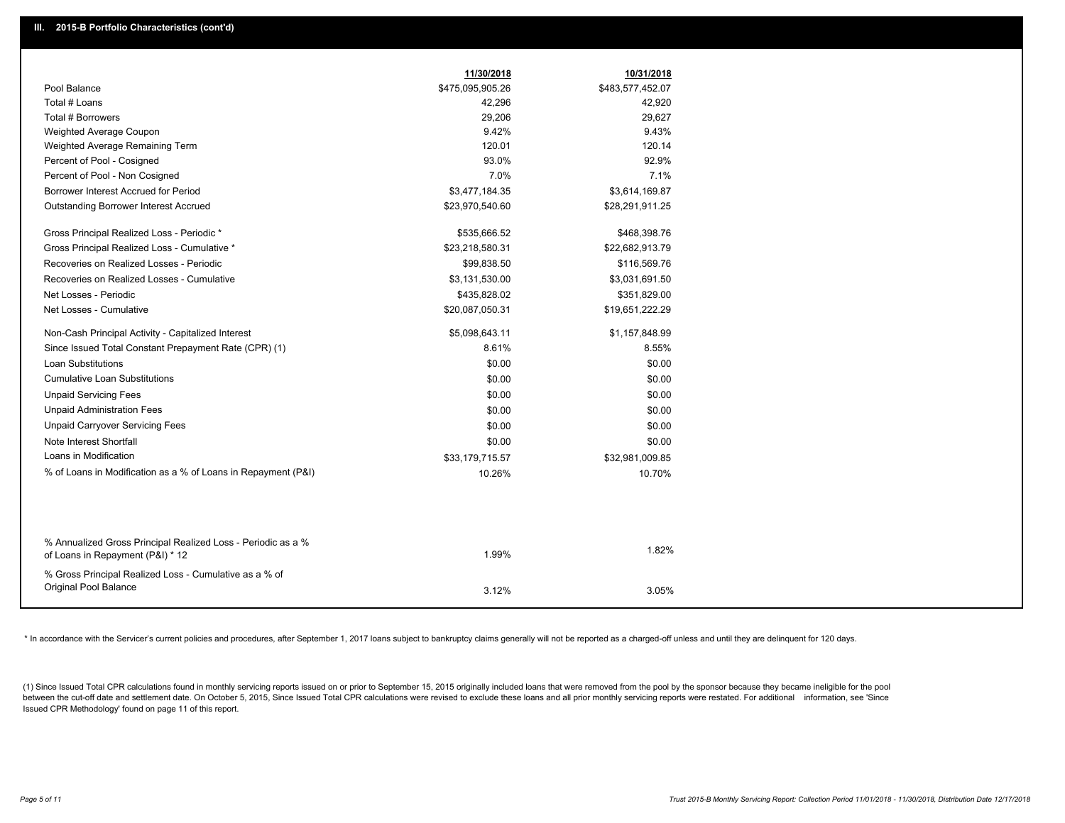## III. 2015-B Portfolio Characteristics (cont'd)

| | 11/30/2018 | 10/31/2018 |
|---|---|---|
| Pool Balance | $475,095,905.26 | $483,577,452.07 |
| Total # Loans | 42,296 | 42,920 |
| Total # Borrowers | 29,206 | 29,627 |
| Weighted Average Coupon | 9.42% | 9.43% |
| Weighted Average Remaining Term | 120.01 | 120.14 |
| Percent of Pool - Cosigned | 93.0% | 92.9% |
| Percent of Pool - Non Cosigned | 7.0% | 7.1% |
| Borrower Interest Accrued for Period | $3,477,184.35 | $3,614,169.87 |
| Outstanding Borrower Interest Accrued | $23,970,540.60 | $28,291,911.25 |
| Gross Principal Realized Loss - Periodic * | $535,666.52 | $468,398.76 |
| Gross Principal Realized Loss - Cumulative * | $23,218,580.31 | $22,682,913.79 |
| Recoveries on Realized Losses - Periodic | $99,838.50 | $116,569.76 |
| Recoveries on Realized Losses - Cumulative | $3,131,530.00 | $3,031,691.50 |
| Net Losses - Periodic | $435,828.02 | $351,829.00 |
| Net Losses - Cumulative | $20,087,050.31 | $19,651,222.29 |
| Non-Cash Principal Activity - Capitalized Interest | $5,098,643.11 | $1,157,848.99 |
| Since Issued Total Constant Prepayment Rate (CPR) (1) | 8.61% | 8.55% |
| Loan Substitutions | $0.00 | $0.00 |
| Cumulative Loan Substitutions | $0.00 | $0.00 |
| Unpaid Servicing Fees | $0.00 | $0.00 |
| Unpaid Administration Fees | $0.00 | $0.00 |
| Unpaid Carryover Servicing Fees | $0.00 | $0.00 |
| Note Interest Shortfall | $0.00 | $0.00 |
| Loans in Modification | $33,179,715.57 | $32,981,009.85 |
| % of Loans in Modification as a % of Loans in Repayment (P&I) | 10.26% | 10.70% |
| % Annualized Gross Principal Realized Loss - Periodic as a % of Loans in Repayment (P&I) * 12 | 1.99% | 1.82% |
| % Gross Principal Realized Loss - Cumulative as a % of Original Pool Balance | 3.12% | 3.05% |

* In accordance with the Servicer's current policies and procedures, after September 1, 2017 loans subject to bankruptcy claims generally will not be reported as a charged-off unless and until they are delinquent for 120 days.

(1) Since Issued Total CPR calculations found in monthly servicing reports issued on or prior to September 15, 2015 originally included loans that were removed from the pool by the sponsor because they became ineligible for the pool between the cut-off date and settlement date. On October 5, 2015, Since Issued Total CPR calculations were revised to exclude these loans and all prior monthly servicing reports were restated. For additional information, see 'Since Issued CPR Methodology' found on page 11 of this report.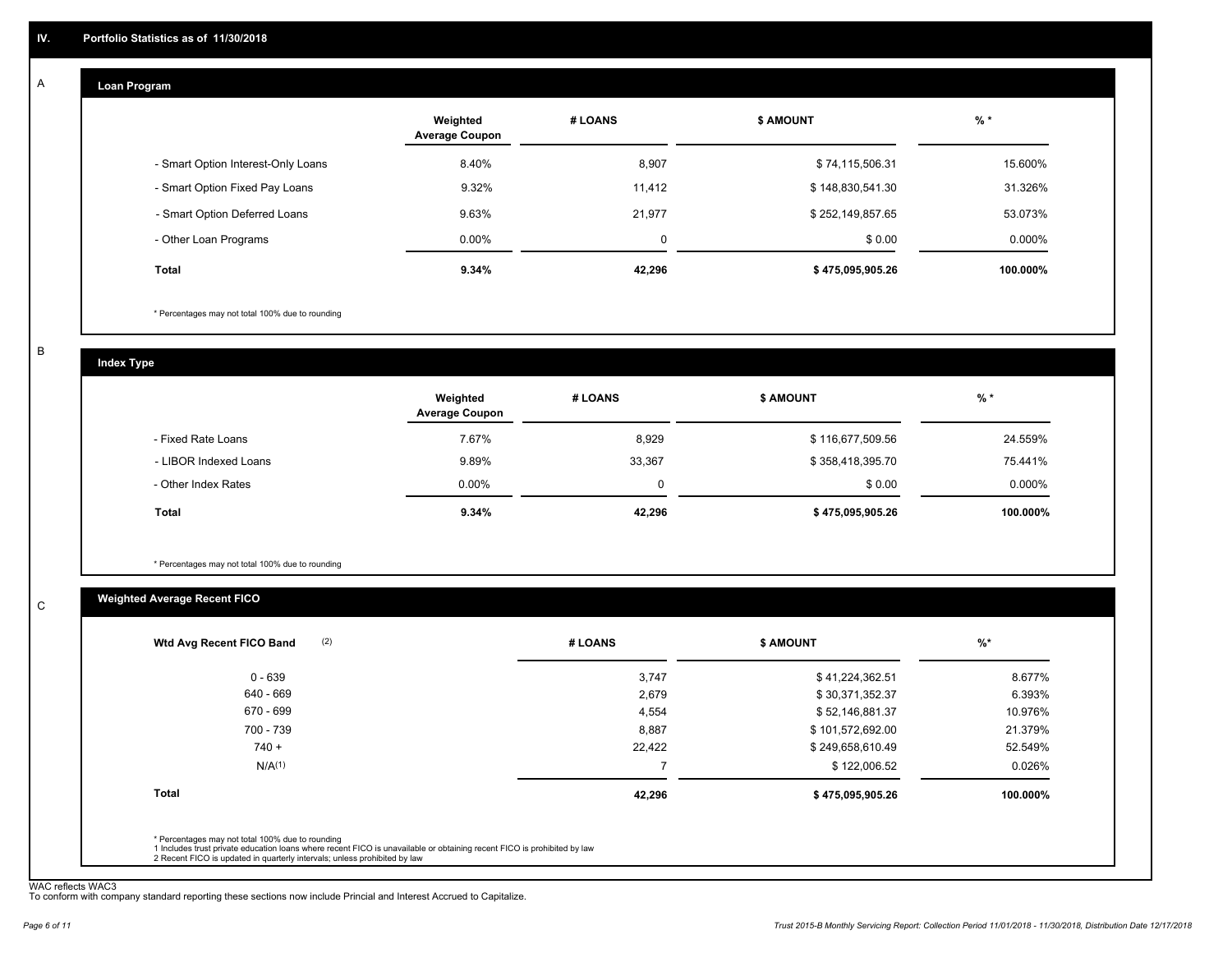## IV. Portfolio Statistics as of 11/30/2018

### A — Loan Program

| | Weighted Average Coupon | # LOANS | $ AMOUNT | % * |
|---|---|---|---|---|
| - Smart Option Interest-Only Loans | 8.40% | 8,907 | $ 74,115,506.31 | 15.600% |
| - Smart Option Fixed Pay Loans | 9.32% | 11,412 | $ 148,830,541.30 | 31.326% |
| - Smart Option Deferred Loans | 9.63% | 21,977 | $ 252,149,857.65 | 53.073% |
| - Other Loan Programs | 0.00% | 0 | $ 0.00 | 0.000% |
| **Total** | **9.34%** | **42,296** | **$ 475,095,905.26** | **100.000%** |

* Percentages may not total 100% due to rounding

### B — Index Type

| | Weighted Average Coupon | # LOANS | $ AMOUNT | % * |
|---|---|---|---|---|
| - Fixed Rate Loans | 7.67% | 8,929 | $ 116,677,509.56 | 24.559% |
| - LIBOR Indexed Loans | 9.89% | 33,367 | $ 358,418,395.70 | 75.441% |
| - Other Index Rates | 0.00% | 0 | $ 0.00 | 0.000% |
| **Total** | **9.34%** | **42,296** | **$ 475,095,905.26** | **100.000%** |

* Percentages may not total 100% due to rounding

### C — Weighted Average Recent FICO

| Wtd Avg Recent FICO Band (2) | # LOANS | $ AMOUNT | %* |
|---|---|---|---|
| 0 - 639 | 3,747 | $ 41,224,362.51 | 8.677% |
| 640 - 669 | 2,679 | $ 30,371,352.37 | 6.393% |
| 670 - 699 | 4,554 | $ 52,146,881.37 | 10.976% |
| 700 - 739 | 8,887 | $ 101,572,692.00 | 21.379% |
| 740 + | 22,422 | $ 249,658,610.49 | 52.549% |
| N/A(1) | 7 | $ 122,006.52 | 0.026% |
| **Total** | **42,296** | **$ 475,095,905.26** | **100.000%** |

* Percentages may not total 100% due to rounding
1 Includes trust private education loans where recent FICO is unavailable or obtaining recent FICO is prohibited by law
2 Recent FICO is updated in quarterly intervals; unless prohibited by law

WAC reflects WAC3
To conform with company standard reporting these sections now include Princial and Interest Accrued to Capitalize.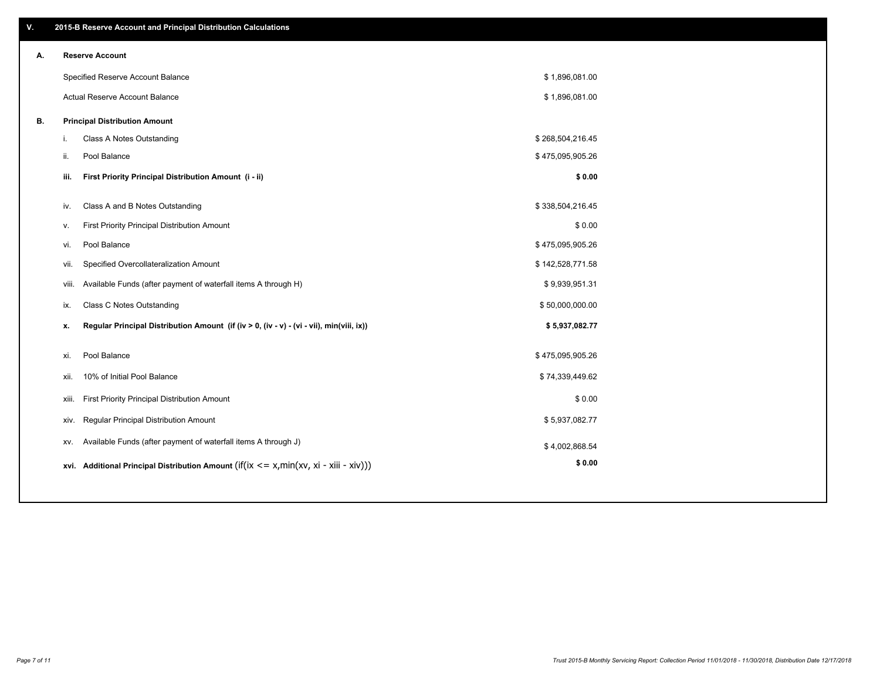## V. 2015-B Reserve Account and Principal Distribution Calculations

### A. Reserve Account

| | |
|---|---|
| Specified Reserve Account Balance | $ 1,896,081.00 |
| Actual Reserve Account Balance | $ 1,896,081.00 |

### B. Principal Distribution Amount

| | | |
|---|---|---|
| i. | Class A Notes Outstanding | $ 268,504,216.45 |
| ii. | Pool Balance | $ 475,095,905.26 |
| **iii.** | **First Priority Principal Distribution Amount (i - ii)** | **$ 0.00** |
| iv. | Class A and B Notes Outstanding | $ 338,504,216.45 |
| v. | First Priority Principal Distribution Amount | $ 0.00 |
| vi. | Pool Balance | $ 475,095,905.26 |
| vii. | Specified Overcollateralization Amount | $ 142,528,771.58 |
| viii. | Available Funds (after payment of waterfall items A through H) | $ 9,939,951.31 |
| ix. | Class C Notes Outstanding | $ 50,000,000.00 |
| **x.** | **Regular Principal Distribution Amount (if (iv > 0, (iv - v) - (vi - vii), min(viii, ix))** | **$ 5,937,082.77** |
| xi. | Pool Balance | $ 475,095,905.26 |
| xii. | 10% of Initial Pool Balance | $ 74,339,449.62 |
| xiii. | First Priority Principal Distribution Amount | $ 0.00 |
| xiv. | Regular Principal Distribution Amount | $ 5,937,082.77 |
| xv. | Available Funds (after payment of waterfall items A through J) | $ 4,002,868.54 |
| **xvi.** | **Additional Principal Distribution Amount** (if(ix <= x,min(xv, xi - xiii - xiv))) | **$ 0.00** |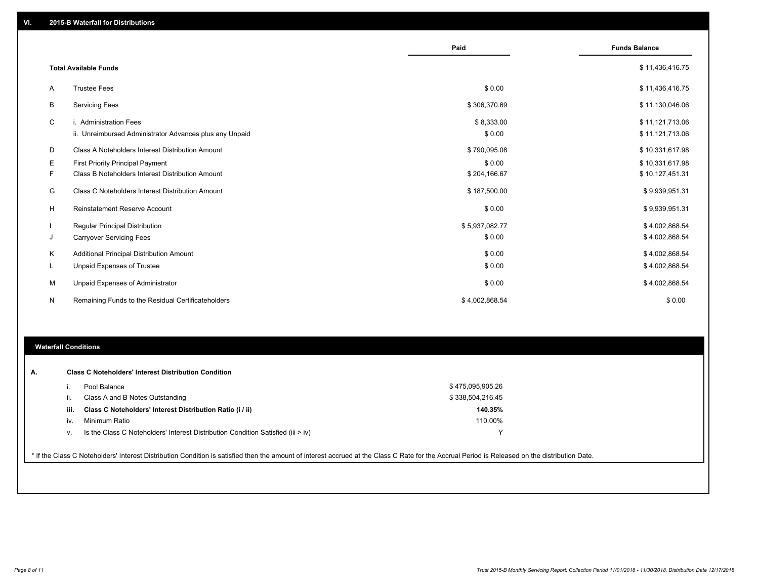## VI. 2015-B Waterfall for Distributions

| | | Paid | Funds Balance |
|---|---|---|---|
| | **Total Available Funds** | | $ 11,436,416.75 |
| A | Trustee Fees | $ 0.00 | $ 11,436,416.75 |
| B | Servicing Fees | $ 306,370.69 | $ 11,130,046.06 |
| C | i. Administration Fees | $ 8,333.00 | $ 11,121,713.06 |
| | ii. Unreimbursed Administrator Advances plus any Unpaid | $ 0.00 | $ 11,121,713.06 |
| D | Class A Noteholders Interest Distribution Amount | $ 790,095.08 | $ 10,331,617.98 |
| E | First Priority Principal Payment | $ 0.00 | $ 10,331,617.98 |
| F | Class B Noteholders Interest Distribution Amount | $ 204,166.67 | $ 10,127,451.31 |
| G | Class C Noteholders Interest Distribution Amount | $ 187,500.00 | $ 9,939,951.31 |
| H | Reinstatement Reserve Account | $ 0.00 | $ 9,939,951.31 |
| I | Regular Principal Distribution | $ 5,937,082.77 | $ 4,002,868.54 |
| J | Carryover Servicing Fees | $ 0.00 | $ 4,002,868.54 |
| K | Additional Principal Distribution Amount | $ 0.00 | $ 4,002,868.54 |
| L | Unpaid Expenses of Trustee | $ 0.00 | $ 4,002,868.54 |
| M | Unpaid Expenses of Administrator | $ 0.00 | $ 4,002,868.54 |
| N | Remaining Funds to the Residual Certificateholders | $ 4,002,868.54 | $ 0.00 |

## Waterfall Conditions

**A. Class C Noteholders' Interest Distribution Condition**

| | | |
|---|---|---|
| i. | Pool Balance | $ 475,095,905.26 |
| ii. | Class A and B Notes Outstanding | $ 338,504,216.45 |
| **iii.** | **Class C Noteholders' Interest Distribution Ratio (i / ii)** | **140.35%** |
| iv. | Minimum Ratio | 110.00% |
| v. | Is the Class C Noteholders' Interest Distribution Condition Satisfied (iii > iv) | Y |

* If the Class C Noteholders' Interest Distribution Condition is satisfied then the amount of interest accrued at the Class C Rate for the Accrual Period is Released on the distribution Date.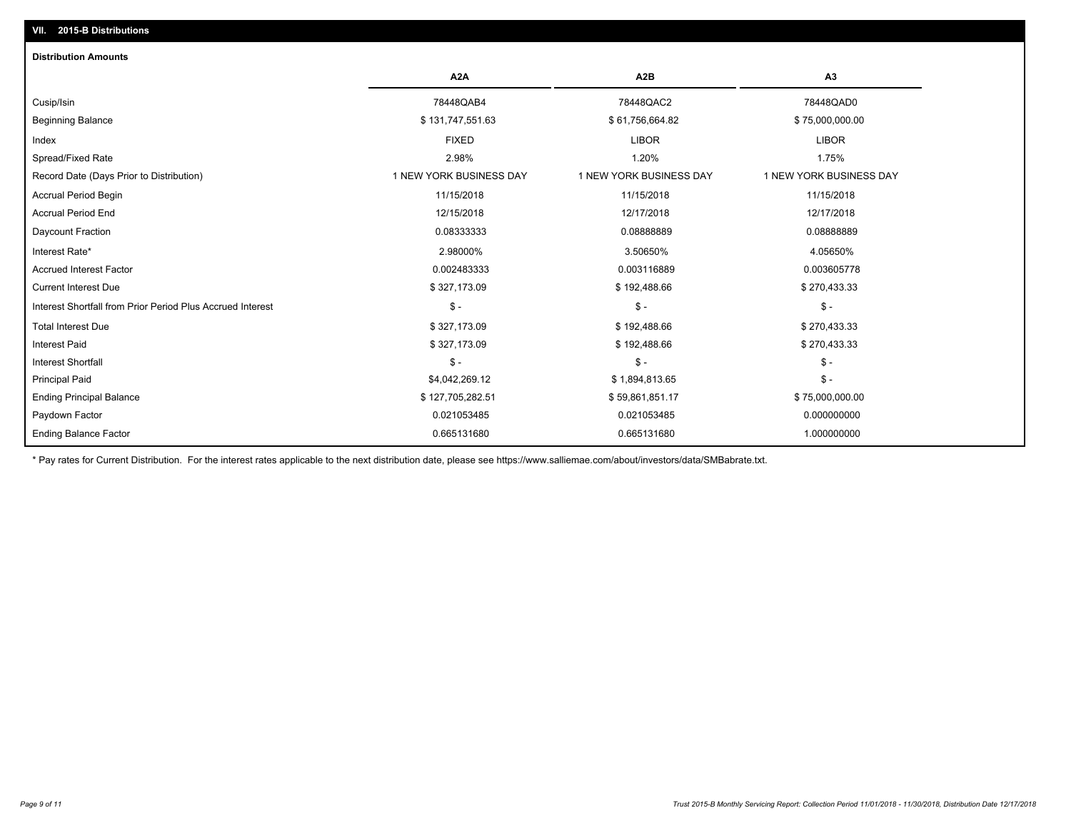## VII. 2015-B Distributions

### Distribution Amounts

| | A2A | A2B | A3 |
|---|---|---|---|
| Cusip/Isin | 78448QAB4 | 78448QAC2 | 78448QAD0 |
| Beginning Balance | $ 131,747,551.63 | $ 61,756,664.82 | $ 75,000,000.00 |
| Index | FIXED | LIBOR | LIBOR |
| Spread/Fixed Rate | 2.98% | 1.20% | 1.75% |
| Record Date (Days Prior to Distribution) | 1 NEW YORK BUSINESS DAY | 1 NEW YORK BUSINESS DAY | 1 NEW YORK BUSINESS DAY |
| Accrual Period Begin | 11/15/2018 | 11/15/2018 | 11/15/2018 |
| Accrual Period End | 12/15/2018 | 12/17/2018 | 12/17/2018 |
| Daycount Fraction | 0.08333333 | 0.08888889 | 0.08888889 |
| Interest Rate* | 2.98000% | 3.50650% | 4.05650% |
| Accrued Interest Factor | 0.002483333 | 0.003116889 | 0.003605778 |
| Current Interest Due | $ 327,173.09 | $ 192,488.66 | $ 270,433.33 |
| Interest Shortfall from Prior Period Plus Accrued Interest | $ - | $ - | $ - |
| Total Interest Due | $ 327,173.09 | $ 192,488.66 | $ 270,433.33 |
| Interest Paid | $ 327,173.09 | $ 192,488.66 | $ 270,433.33 |
| Interest Shortfall | $ - | $ - | $ - |
| Principal Paid | $4,042,269.12 | $ 1,894,813.65 | $ - |
| Ending Principal Balance | $ 127,705,282.51 | $ 59,861,851.17 | $ 75,000,000.00 |
| Paydown Factor | 0.021053485 | 0.021053485 | 0.000000000 |
| Ending Balance Factor | 0.665131680 | 0.665131680 | 1.000000000 |

* Pay rates for Current Distribution. For the interest rates applicable to the next distribution date, please see https://www.salliemae.com/about/investors/data/SMBabrate.txt.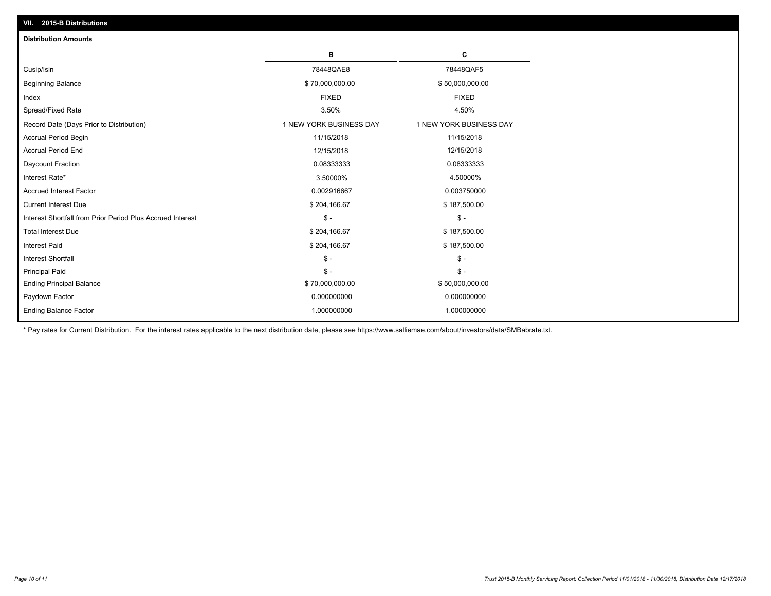## VII. 2015-B Distributions

### Distribution Amounts

| | B | C |
|---|---|---|
| Cusip/Isin | 78448QAE8 | 78448QAF5 |
| Beginning Balance | $ 70,000,000.00 | $ 50,000,000.00 |
| Index | FIXED | FIXED |
| Spread/Fixed Rate | 3.50% | 4.50% |
| Record Date (Days Prior to Distribution) | 1 NEW YORK BUSINESS DAY | 1 NEW YORK BUSINESS DAY |
| Accrual Period Begin | 11/15/2018 | 11/15/2018 |
| Accrual Period End | 12/15/2018 | 12/15/2018 |
| Daycount Fraction | 0.08333333 | 0.08333333 |
| Interest Rate* | 3.50000% | 4.50000% |
| Accrued Interest Factor | 0.002916667 | 0.003750000 |
| Current Interest Due | $ 204,166.67 | $ 187,500.00 |
| Interest Shortfall from Prior Period Plus Accrued Interest | $ - | $ - |
| Total Interest Due | $ 204,166.67 | $ 187,500.00 |
| Interest Paid | $ 204,166.67 | $ 187,500.00 |
| Interest Shortfall | $ - | $ - |
| Principal Paid | $ - | $ - |
| Ending Principal Balance | $ 70,000,000.00 | $ 50,000,000.00 |
| Paydown Factor | 0.000000000 | 0.000000000 |
| Ending Balance Factor | 1.000000000 | 1.000000000 |

* Pay rates for Current Distribution. For the interest rates applicable to the next distribution date, please see https://www.salliemae.com/about/investors/data/SMBabrate.txt.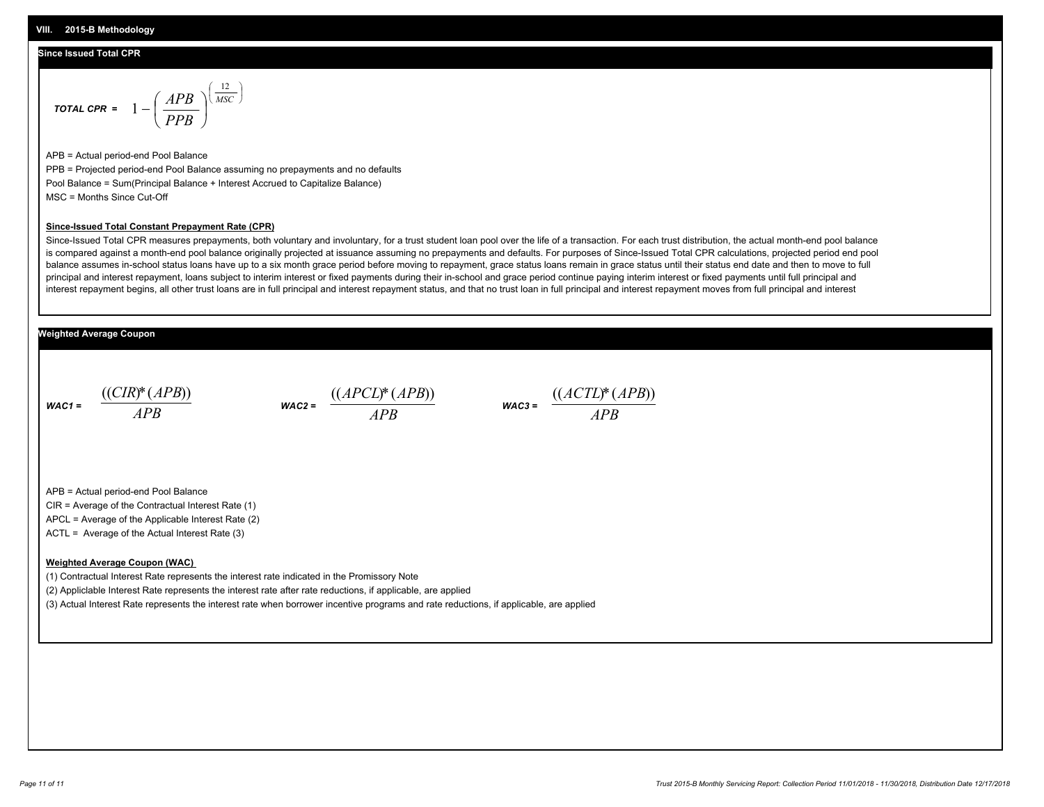## VIII. 2015-B Methodology

### Since Issued Total CPR

$$\textbf{\textit{TOTAL CPR}} = 1 - \left(\frac{APB}{PPB}\right)^{\left(\frac{12}{MSC}\right)}$$

APB = Actual period-end Pool Balance

PPB = Projected period-end Pool Balance assuming no prepayments and no defaults

Pool Balance = Sum(Principal Balance + Interest Accrued to Capitalize Balance)

MSC = Months Since Cut-Off

**Since-Issued Total Constant Prepayment Rate (CPR)**

Since-Issued Total CPR measures prepayments, both voluntary and involuntary, for a trust student loan pool over the life of a transaction. For each trust distribution, the actual month-end pool balance is compared against a month-end pool balance originally projected at issuance assuming no prepayments and defaults. For purposes of Since-Issued Total CPR calculations, projected period end pool balance assumes in-school status loans have up to a six month grace period before moving to repayment, grace status loans remain in grace status until their status end date and then to move to full principal and interest repayment, loans subject to interim interest or fixed payments during their in-school and grace period continue paying interim interest or fixed payments until full principal and interest repayment begins, all other trust loans are in full principal and interest repayment status, and that no trust loan in full principal and interest repayment moves from full principal and interest

### Weighted Average Coupon

$$\textbf{\textit{WAC1}} = \frac{((CIR)*(APB))}{APB} \qquad \textbf{\textit{WAC2}} = \frac{((APCL)*(APB))}{APB} \qquad \textbf{\textit{WAC3}} = \frac{((ACTL)*(APB))}{APB}$$

APB = Actual period-end Pool Balance

CIR = Average of the Contractual Interest Rate (1)

APCL = Average of the Applicable Interest Rate (2)

ACTL = Average of the Actual Interest Rate (3)

**Weighted Average Coupon (WAC)**

(1) Contractual Interest Rate represents the interest rate indicated in the Promissory Note

(2) Appliclable Interest Rate represents the interest rate after rate reductions, if applicable, are applied

(3) Actual Interest Rate represents the interest rate when borrower incentive programs and rate reductions, if applicable, are applied